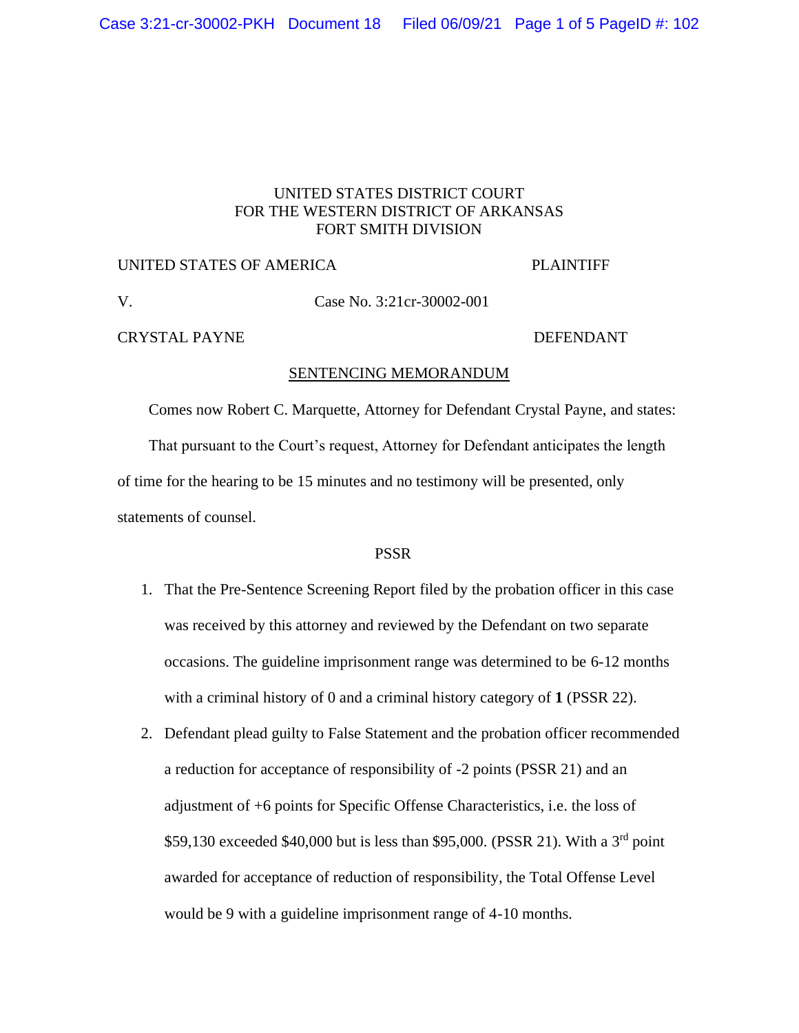UNITED STATES DISTRICT COURT
FOR THE WESTERN DISTRICT OF ARKANSAS
FORT SMITH DIVISION

UNITED STATES OF AMERICA PLAINTIFF

V. Case No. 3:21cr-30002-001

CRYSTAL PAYNE DEFENDANT

## SENTENCING MEMORANDUM

Comes now Robert C. Marquette, Attorney for Defendant Crystal Payne, and states:

That pursuant to the Court's request, Attorney for Defendant anticipates the length of time for the hearing to be 15 minutes and no testimony will be presented, only statements of counsel.

### PSSR

1. That the Pre-Sentence Screening Report filed by the probation officer in this case was received by this attorney and reviewed by the Defendant on two separate occasions. The guideline imprisonment range was determined to be 6-12 months with a criminal history of 0 and a criminal history category of **1** (PSSR 22).
2. Defendant plead guilty to False Statement and the probation officer recommended a reduction for acceptance of responsibility of -2 points (PSSR 21) and an adjustment of +6 points for Specific Offense Characteristics, i.e. the loss of $59,130 exceeded $40,000 but is less than $95,000. (PSSR 21). With a 3rd point awarded for acceptance of reduction of responsibility, the Total Offense Level would be 9 with a guideline imprisonment range of 4-10 months.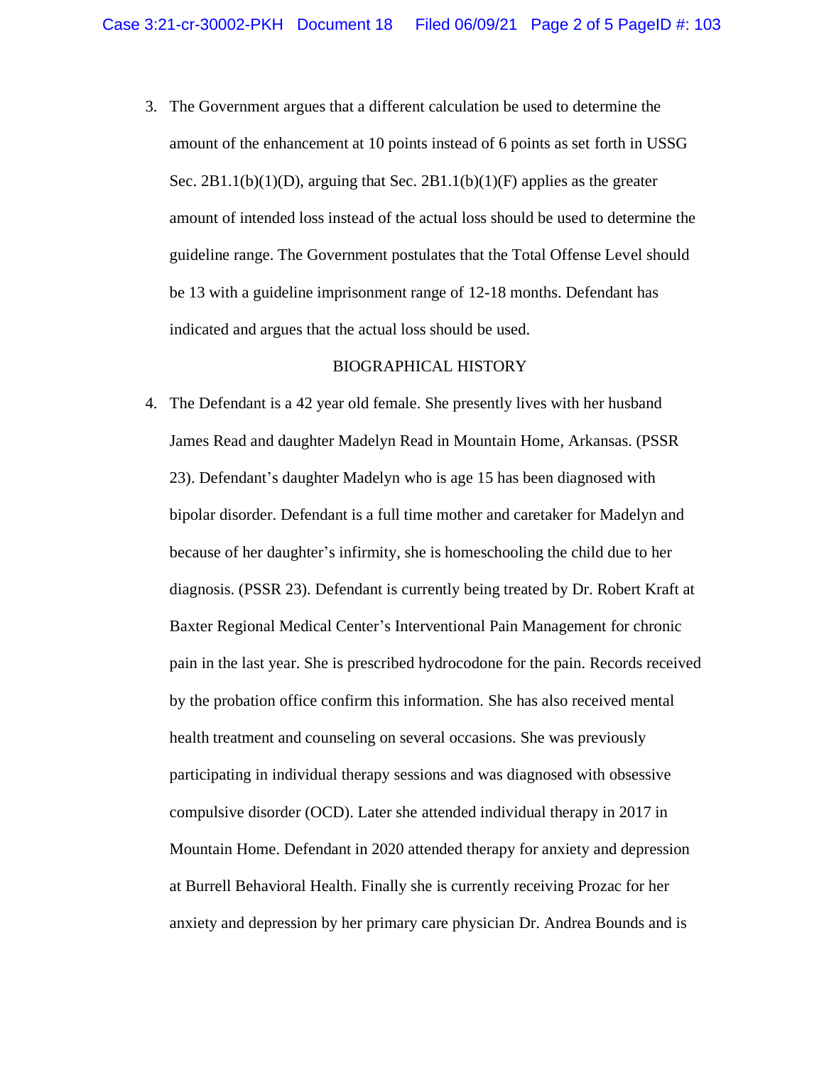3. The Government argues that a different calculation be used to determine the amount of the enhancement at 10 points instead of 6 points as set forth in USSG Sec. 2B1.1(b)(1)(D), arguing that Sec. 2B1.1(b)(1)(F) applies as the greater amount of intended loss instead of the actual loss should be used to determine the guideline range. The Government postulates that the Total Offense Level should be 13 with a guideline imprisonment range of 12-18 months. Defendant has indicated and argues that the actual loss should be used.

BIOGRAPHICAL HISTORY

4. The Defendant is a 42 year old female. She presently lives with her husband James Read and daughter Madelyn Read in Mountain Home, Arkansas. (PSSR 23). Defendant's daughter Madelyn who is age 15 has been diagnosed with bipolar disorder. Defendant is a full time mother and caretaker for Madelyn and because of her daughter's infirmity, she is homeschooling the child due to her diagnosis. (PSSR 23). Defendant is currently being treated by Dr. Robert Kraft at Baxter Regional Medical Center's Interventional Pain Management for chronic pain in the last year. She is prescribed hydrocodone for the pain. Records received by the probation office confirm this information. She has also received mental health treatment and counseling on several occasions. She was previously participating in individual therapy sessions and was diagnosed with obsessive compulsive disorder (OCD). Later she attended individual therapy in 2017 in Mountain Home. Defendant in 2020 attended therapy for anxiety and depression at Burrell Behavioral Health. Finally she is currently receiving Prozac for her anxiety and depression by her primary care physician Dr. Andrea Bounds and is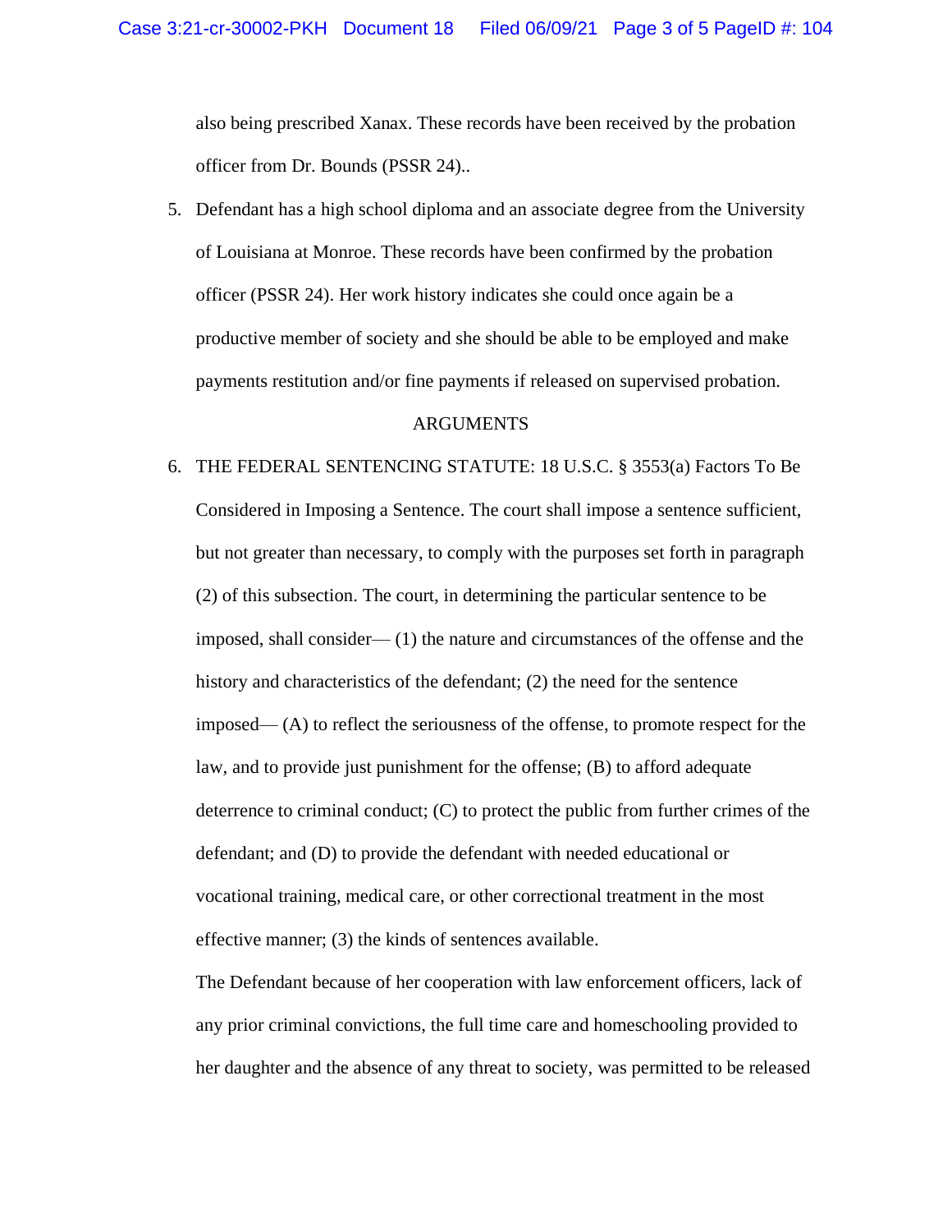also being prescribed Xanax. These records have been received by the probation officer from Dr. Bounds (PSSR 24)..

5. Defendant has a high school diploma and an associate degree from the University of Louisiana at Monroe. These records have been confirmed by the probation officer (PSSR 24). Her work history indicates she could once again be a productive member of society and she should be able to be employed and make payments restitution and/or fine payments if released on supervised probation.

## ARGUMENTS

6. THE FEDERAL SENTENCING STATUTE: 18 U.S.C. § 3553(a) Factors To Be Considered in Imposing a Sentence. The court shall impose a sentence sufficient, but not greater than necessary, to comply with the purposes set forth in paragraph (2) of this subsection. The court, in determining the particular sentence to be imposed, shall consider— (1) the nature and circumstances of the offense and the history and characteristics of the defendant; (2) the need for the sentence imposed— (A) to reflect the seriousness of the offense, to promote respect for the law, and to provide just punishment for the offense; (B) to afford adequate deterrence to criminal conduct; (C) to protect the public from further crimes of the defendant; and (D) to provide the defendant with needed educational or vocational training, medical care, or other correctional treatment in the most effective manner; (3) the kinds of sentences available.

   The Defendant because of her cooperation with law enforcement officers, lack of any prior criminal convictions, the full time care and homeschooling provided to her daughter and the absence of any threat to society, was permitted to be released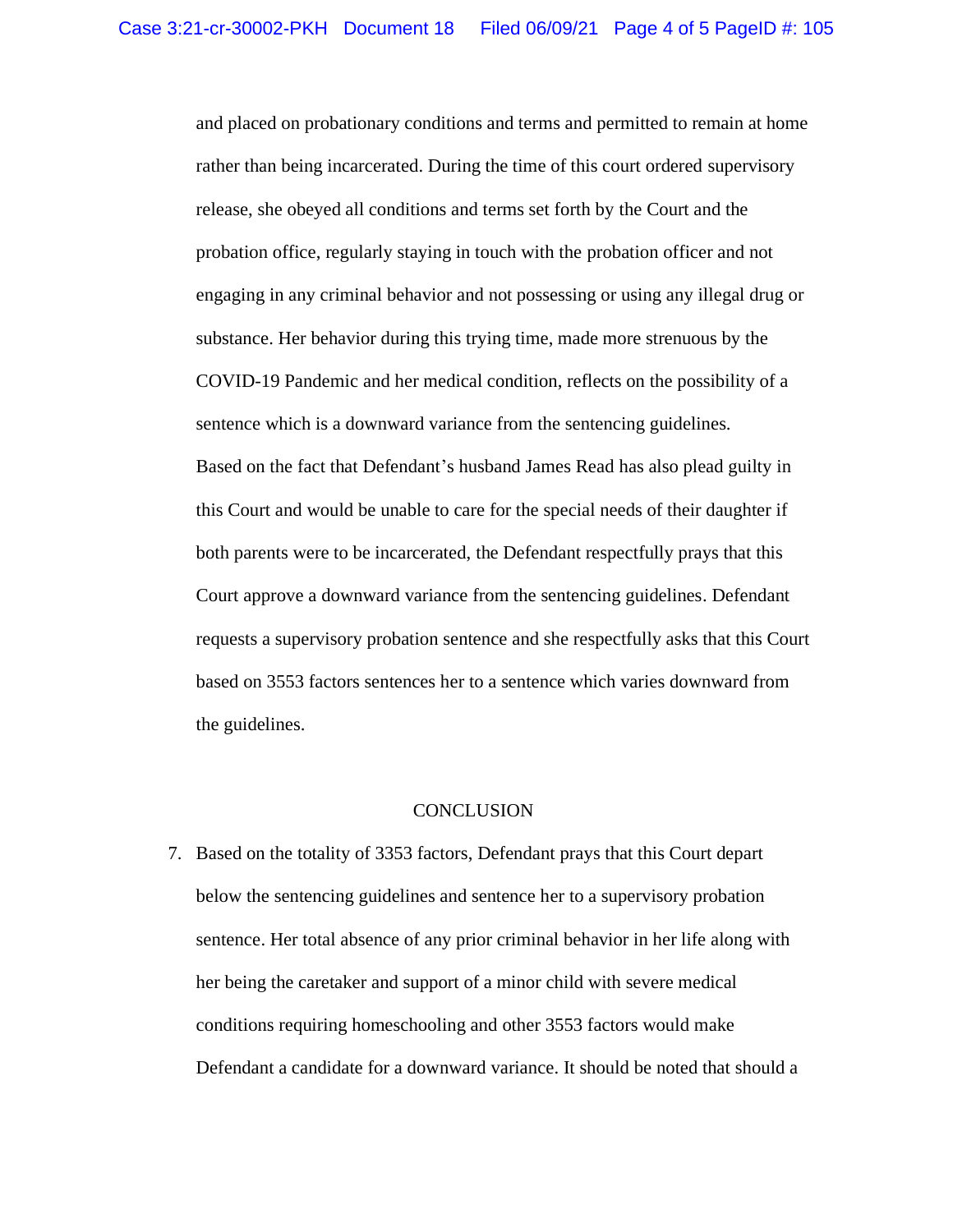and placed on probationary conditions and terms and permitted to remain at home rather than being incarcerated. During the time of this court ordered supervisory release, she obeyed all conditions and terms set forth by the Court and the probation office, regularly staying in touch with the probation officer and not engaging in any criminal behavior and not possessing or using any illegal drug or substance. Her behavior during this trying time, made more strenuous by the COVID-19 Pandemic and her medical condition, reflects on the possibility of a sentence which is a downward variance from the sentencing guidelines.

Based on the fact that Defendant's husband James Read has also plead guilty in this Court and would be unable to care for the special needs of their daughter if both parents were to be incarcerated, the Defendant respectfully prays that this Court approve a downward variance from the sentencing guidelines. Defendant requests a supervisory probation sentence and she respectfully asks that this Court based on 3553 factors sentences her to a sentence which varies downward from the guidelines.

## CONCLUSION

7. Based on the totality of 3353 factors, Defendant prays that this Court depart below the sentencing guidelines and sentence her to a supervisory probation sentence. Her total absence of any prior criminal behavior in her life along with her being the caretaker and support of a minor child with severe medical conditions requiring homeschooling and other 3553 factors would make Defendant a candidate for a downward variance. It should be noted that should a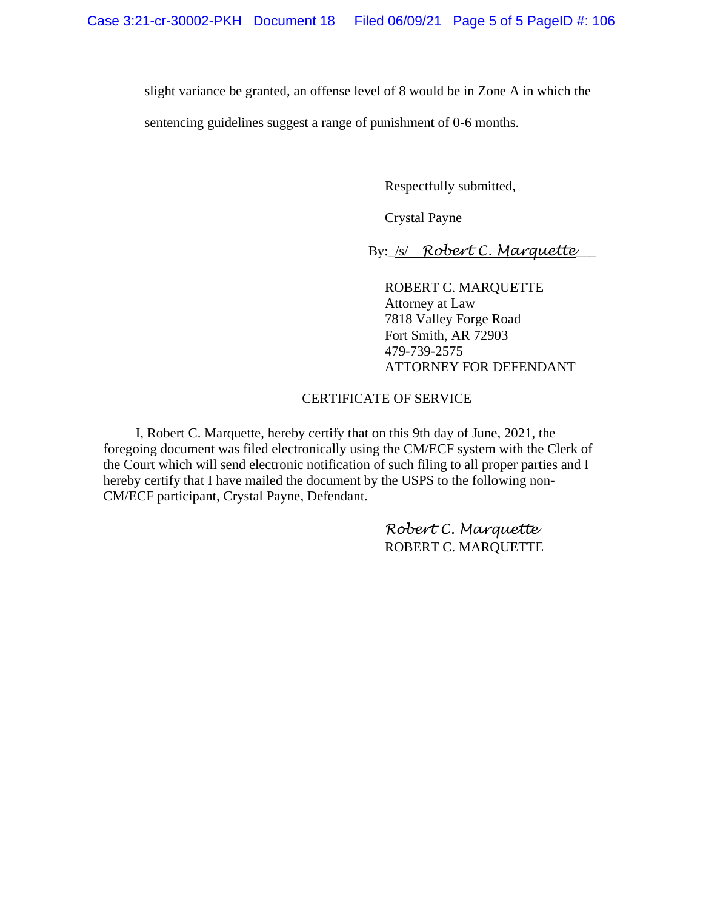slight variance be granted, an offense level of 8 would be in Zone A in which the sentencing guidelines suggest a range of punishment of 0-6 months.

Respectfully submitted,

Crystal Payne

By: /s/ *Robert C. Marquette*

ROBERT C. MARQUETTE
Attorney at Law
7818 Valley Forge Road
Fort Smith, AR 72903
479-739-2575
ATTORNEY FOR DEFENDANT

CERTIFICATE OF SERVICE

I, Robert C. Marquette, hereby certify that on this 9th day of June, 2021, the foregoing document was filed electronically using the CM/ECF system with the Clerk of the Court which will send electronic notification of such filing to all proper parties and I hereby certify that I have mailed the document by the USPS to the following non-CM/ECF participant, Crystal Payne, Defendant.

*Robert C. Marquette*
ROBERT C. MARQUETTE